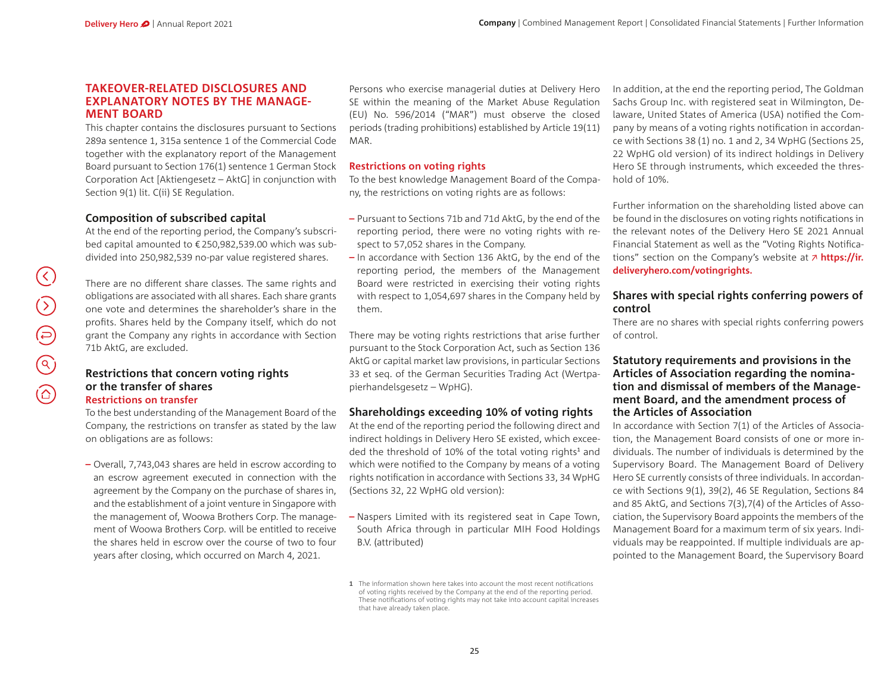## TAKEOVER-RELATED DISCLOSURES AND EXPLANATORY NOTES BY THE MANAGEMENT BOARD

This chapter contains the disclosures pursuant to Sections 289a sentence 1, 315a sentence 1 of the Commercial Code together with the explanatory report of the Management Board pursuant to Section 176(1) sentence 1 German Stock Corporation Act [Aktiengesetz – AktG] in conjunction with Section 9(1) lit. C(ii) SE Regulation.

### Composition of subscribed capital

At the end of the reporting period, the Company's subscribed capital amounted to € 250,982,539.00 which was subdivided into 250,982,539 no-par value registered shares.

There are no different share classes. The same rights and obligations are associated with all shares. Each share grants one vote and determines the shareholder's share in the profits. Shares held by the Company itself, which do not grant the Company any rights in accordance with Section 71b AktG, are excluded.

### Restrictions that concern voting rights or the transfer of shares

#### Restrictions on transfer

To the best understanding of the Management Board of the Company, the restrictions on transfer as stated by the law on obligations are as follows:

- Overall, 7,743,043 shares are held in escrow according to an escrow agreement executed in connection with the agreement by the Company on the purchase of shares in, and the establishment of a joint venture in Singapore with the management of, Woowa Brothers Corp. The management of Woowa Brothers Corp. will be entitled to receive the shares held in escrow over the course of two to four years after closing, which occurred on March 4, 2021.

Persons who exercise managerial duties at Delivery Hero SE within the meaning of the Market Abuse Regulation (EU) No. 596/2014 ("MAR") must observe the closed periods (trading prohibitions) established by Article 19(11) MAR.

#### Restrictions on voting rights

To the best knowledge Management Board of the Company, the restrictions on voting rights are as follows:

- Pursuant to Sections 71b and 71d AktG, by the end of the reporting period, there were no voting rights with respect to 57,052 shares in the Company.
- In accordance with Section 136 AktG, by the end of the reporting period, the members of the Management Board were restricted in exercising their voting rights with respect to 1,054,697 shares in the Company held by them.

There may be voting rights restrictions that arise further pursuant to the Stock Corporation Act, such as Section 136 AktG or capital market law provisions, in particular Sections 33 et seq. of the German Securities Trading Act (Wertpapierhandelsgesetz – WpHG).

### Shareholdings exceeding 10% of voting rights

At the end of the reporting period the following direct and indirect holdings in Delivery Hero SE existed, which exceeded the threshold of 10% of the total voting rights[1] and which were notified to the Company by means of a voting rights notification in accordance with Sections 33, 34 WpHG (Sections 32, 22 WpHG old version):

- Naspers Limited with its registered seat in Cape Town, South Africa through in particular MIH Food Holdings B.V. (attributed)

[1] The information shown here takes into account the most recent notifications of voting rights received by the Company at the end of the reporting period. These notifications of voting rights may not take into account capital increases that have already taken place.

In addition, at the end the reporting period, The Goldman Sachs Group Inc. with registered seat in Wilmington, Delaware, United States of America (USA) notified the Company by means of a voting rights notification in accordance with Sections 38 (1) no. 1 and 2, 34 WpHG (Sections 25, 22 WpHG old version) of its indirect holdings in Delivery Hero SE through instruments, which exceeded the threshold of 10%.

Further information on the shareholding listed above can be found in the disclosures on voting rights notifications in the relevant notes of the Delivery Hero SE 2021 Annual Financial Statement as well as the "Voting Rights Notifications" section on the Company's website at ↗ **https://ir.deliveryhero.com/votingrights.**

### Shares with special rights conferring powers of control

There are no shares with special rights conferring powers of control.

### Statutory requirements and provisions in the Articles of Association regarding the nomination and dismissal of members of the Management Board, and the amendment process of the Articles of Association

In accordance with Section 7(1) of the Articles of Association, the Management Board consists of one or more individuals. The number of individuals is determined by the Supervisory Board. The Management Board of Delivery Hero SE currently consists of three individuals. In accordance with Sections 9(1), 39(2), 46 SE Regulation, Sections 84 and 85 AktG, and Sections 7(3),7(4) of the Articles of Association, the Supervisory Board appoints the members of the Management Board for a maximum term of six years. Individuals may be reappointed. If multiple individuals are appointed to the Management Board, the Supervisory Board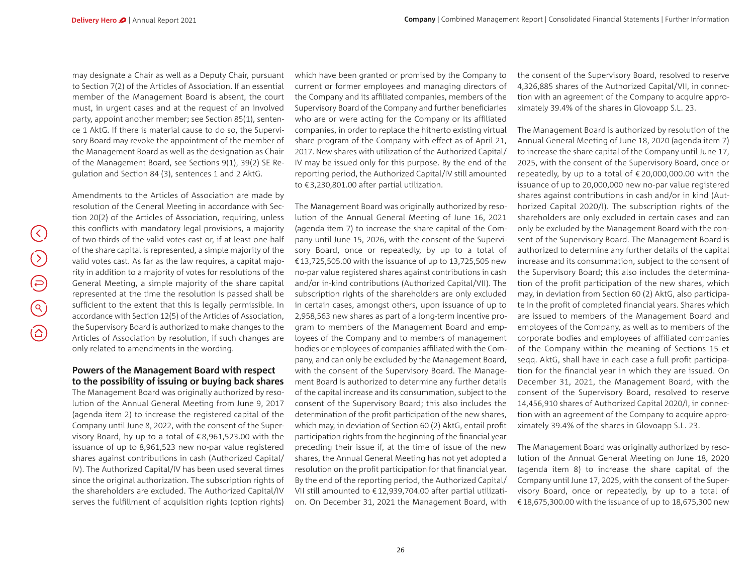may designate a Chair as well as a Deputy Chair, pursuant to Section 7(2) of the Articles of Association. If an essential member of the Management Board is absent, the court must, in urgent cases and at the request of an involved party, appoint another member; see Section 85(1), sentence 1 AktG. If there is material cause to do so, the Supervisory Board may revoke the appointment of the member of the Management Board as well as the designation as Chair of the Management Board, see Sections 9(1), 39(2) SE Regulation and Section 84 (3), sentences 1 and 2 AktG.

Amendments to the Articles of Association are made by resolution of the General Meeting in accordance with Section 20(2) of the Articles of Association, requiring, unless this conflicts with mandatory legal provisions, a majority of two-thirds of the valid votes cast or, if at least one-half of the share capital is represented, a simple majority of the valid votes cast. As far as the law requires, a capital majority in addition to a majority of votes for resolutions of the General Meeting, a simple majority of the share capital represented at the time the resolution is passed shall be sufficient to the extent that this is legally permissible. In accordance with Section 12(5) of the Articles of Association, the Supervisory Board is authorized to make changes to the Articles of Association by resolution, if such changes are only related to amendments in the wording.

### Powers of the Management Board with respect to the possibility of issuing or buying back shares

The Management Board was originally authorized by resolution of the Annual General Meeting from June 9, 2017 (agenda item 2) to increase the registered capital of the Company until June 8, 2022, with the consent of the Supervisory Board, by up to a total of €8,961,523.00 with the issuance of up to 8,961,523 new no-par value registered shares against contributions in cash (Authorized Capital/IV). The Authorized Capital/IV has been used several times since the original authorization. The subscription rights of the shareholders are excluded. The Authorized Capital/IV serves the fulfillment of acquisition rights (option rights) which have been granted or promised by the Company to current or former employees and managing directors of the Company and its affiliated companies, members of the Supervisory Board of the Company and further beneficiaries who are or were acting for the Company or its affiliated companies, in order to replace the hitherto existing virtual share program of the Company with effect as of April 21, 2017. New shares with utilization of the Authorized Capital/IV may be issued only for this purpose. By the end of the reporting period, the Authorized Capital/IV still amounted to €3,230,801.00 after partial utilization.

The Management Board was originally authorized by resolution of the Annual General Meeting of June 16, 2021 (agenda item 7) to increase the share capital of the Company until June 15, 2026, with the consent of the Supervisory Board, once or repeatedly, by up to a total of €13,725,505.00 with the issuance of up to 13,725,505 new no-par value registered shares against contributions in cash and/or in-kind contributions (Authorized Capital/VII). The subscription rights of the shareholders are only excluded in certain cases, amongst others, upon issuance of up to 2,958,563 new shares as part of a long-term incentive program to members of the Management Board and employees of the Company and to members of management bodies or employees of companies affiliated with the Company, and can only be excluded by the Management Board, with the consent of the Supervisory Board. The Management Board is authorized to determine any further details of the capital increase and its consummation, subject to the consent of the Supervisory Board; this also includes the determination of the profit participation of the new shares, which may, in deviation of Section 60 (2) AktG, entail profit participation rights from the beginning of the financial year preceding their issue if, at the time of issue of the new shares, the Annual General Meeting has not yet adopted a resolution on the profit participation for that financial year. By the end of the reporting period, the Authorized Capital/VII still amounted to €12,939,704.00 after partial utilization. On December 31, 2021 the Management Board, with the consent of the Supervisory Board, resolved to reserve 4,326,885 shares of the Authorized Capital/VII, in connection with an agreement of the Company to acquire approximately 39.4% of the shares in Glovoapp S.L. 23.

The Management Board is authorized by resolution of the Annual General Meeting of June 18, 2020 (agenda item 7) to increase the share capital of the Company until June 17, 2025, with the consent of the Supervisory Board, once or repeatedly, by up to a total of €20,000,000.00 with the issuance of up to 20,000,000 new no-par value registered shares against contributions in cash and/or in kind (Authorized Capital 2020/I). The subscription rights of the shareholders are only excluded in certain cases and can only be excluded by the Management Board with the consent of the Supervisory Board. The Management Board is authorized to determine any further details of the capital increase and its consummation, subject to the consent of the Supervisory Board; this also includes the determination of the profit participation of the new shares, which may, in deviation from Section 60 (2) AktG, also participate in the profit of completed financial years. Shares which are issued to members of the Management Board and employees of the Company, as well as to members of the corporate bodies and employees of affiliated companies of the Company within the meaning of Sections 15 et seqq. AktG, shall have in each case a full profit participation for the financial year in which they are issued. On December 31, 2021, the Management Board, with the consent of the Supervisory Board, resolved to reserve 14,456,910 shares of Authorized Capital 2020/I, in connection with an agreement of the Company to acquire approximately 39.4% of the shares in Glovoapp S.L. 23.

The Management Board was originally authorized by resolution of the Annual General Meeting on June 18, 2020 (agenda item 8) to increase the share capital of the Company until June 17, 2025, with the consent of the Supervisory Board, once or repeatedly, by up to a total of €18,675,300.00 with the issuance of up to 18,675,300 new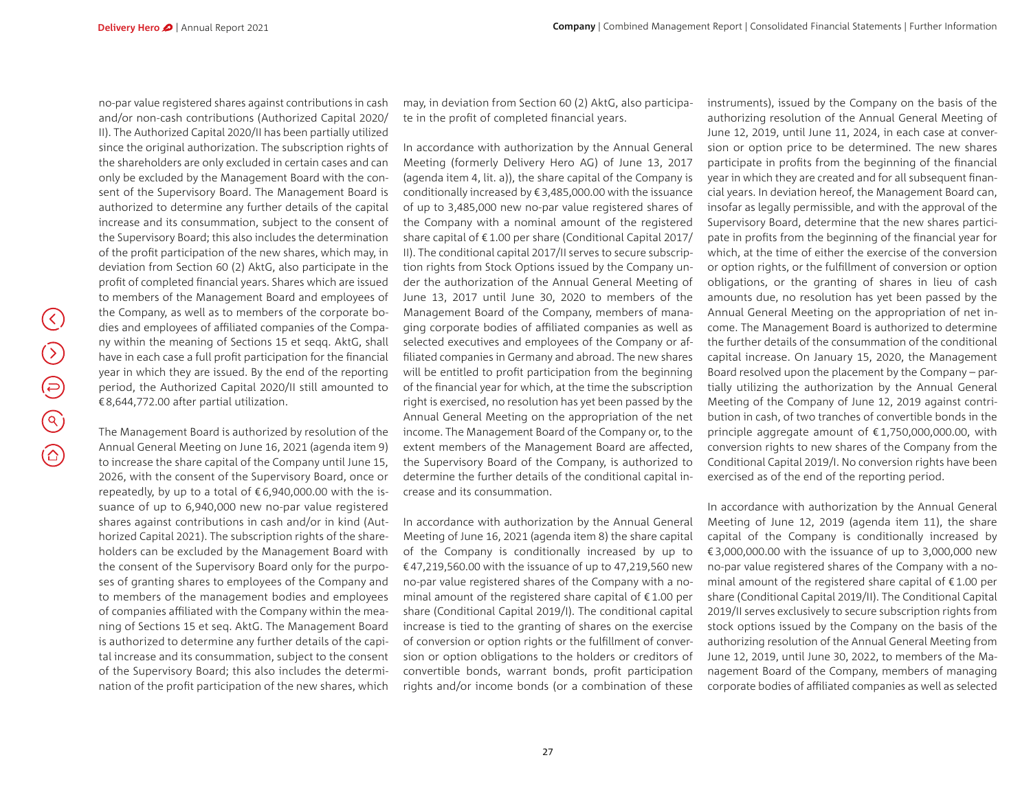no-par value registered shares against contributions in cash and/or non-cash contributions (Authorized Capital 2020/II). The Authorized Capital 2020/II has been partially utilized since the original authorization. The subscription rights of the shareholders are only excluded in certain cases and can only be excluded by the Management Board with the consent of the Supervisory Board. The Management Board is authorized to determine any further details of the capital increase and its consummation, subject to the consent of the Supervisory Board; this also includes the determination of the profit participation of the new shares, which may, in deviation from Section 60 (2) AktG, also participate in the profit of completed financial years. Shares which are issued to members of the Management Board and employees of the Company, as well as to members of the corporate bodies and employees of affiliated companies of the Company within the meaning of Sections 15 et seqq. AktG, shall have in each case a full profit participation for the financial year in which they are issued. By the end of the reporting period, the Authorized Capital 2020/II still amounted to € 8,644,772.00 after partial utilization.

The Management Board is authorized by resolution of the Annual General Meeting on June 16, 2021 (agenda item 9) to increase the share capital of the Company until June 15, 2026, with the consent of the Supervisory Board, once or repeatedly, by up to a total of € 6,940,000.00 with the issuance of up to 6,940,000 new no-par value registered shares against contributions in cash and/or in kind (Authorized Capital 2021). The subscription rights of the shareholders can be excluded by the Management Board with the consent of the Supervisory Board only for the purposes of granting shares to employees of the Company and to members of the management bodies and employees of companies affiliated with the Company within the meaning of Sections 15 et seq. AktG. The Management Board is authorized to determine any further details of the capital increase and its consummation, subject to the consent of the Supervisory Board; this also includes the determination of the profit participation of the new shares, which may, in deviation from Section 60 (2) AktG, also participate in the profit of completed financial years.

In accordance with authorization by the Annual General Meeting (formerly Delivery Hero AG) of June 13, 2017 (agenda item 4, lit. a)), the share capital of the Company is conditionally increased by € 3,485,000.00 with the issuance of up to 3,485,000 new no-par value registered shares of the Company with a nominal amount of the registered share capital of € 1.00 per share (Conditional Capital 2017/II). The conditional capital 2017/II serves to secure subscription rights from Stock Options issued by the Company under the authorization of the Annual General Meeting of June 13, 2017 until June 30, 2020 to members of the Management Board of the Company, members of managing corporate bodies of affiliated companies as well as selected executives and employees of the Company or affiliated companies in Germany and abroad. The new shares will be entitled to profit participation from the beginning of the financial year for which, at the time the subscription right is exercised, no resolution has yet been passed by the Annual General Meeting on the appropriation of the net income. The Management Board of the Company or, to the extent members of the Management Board are affected, the Supervisory Board of the Company, is authorized to determine the further details of the conditional capital increase and its consummation.

In accordance with authorization by the Annual General Meeting of June 16, 2021 (agenda item 8) the share capital of the Company is conditionally increased by up to € 47,219,560.00 with the issuance of up to 47,219,560 new no-par value registered shares of the Company with a nominal amount of the registered share capital of € 1.00 per share (Conditional Capital 2019/I). The conditional capital increase is tied to the granting of shares on the exercise of conversion or option rights or the fulfillment of conversion or option obligations to the holders or creditors of convertible bonds, warrant bonds, profit participation rights and/or income bonds (or a combination of these instruments), issued by the Company on the basis of the authorizing resolution of the Annual General Meeting of June 12, 2019, until June 11, 2024, in each case at conversion or option price to be determined. The new shares participate in profits from the beginning of the financial year in which they are created and for all subsequent financial years. In deviation hereof, the Management Board can, insofar as legally permissible, and with the approval of the Supervisory Board, determine that the new shares participate in profits from the beginning of the financial year for which, at the time of either the exercise of the conversion or option rights, or the fulfillment of conversion or option obligations, or the granting of shares in lieu of cash amounts due, no resolution has yet been passed by the Annual General Meeting on the appropriation of net income. The Management Board is authorized to determine the further details of the consummation of the conditional capital increase. On January 15, 2020, the Management Board resolved upon the placement by the Company – partially utilizing the authorization by the Annual General Meeting of the Company of June 12, 2019 against contribution in cash, of two tranches of convertible bonds in the principle aggregate amount of € 1,750,000,000.00, with conversion rights to new shares of the Company from the Conditional Capital 2019/I. No conversion rights have been exercised as of the end of the reporting period.

In accordance with authorization by the Annual General Meeting of June 12, 2019 (agenda item 11), the share capital of the Company is conditionally increased by € 3,000,000.00 with the issuance of up to 3,000,000 new no-par value registered shares of the Company with a nominal amount of the registered share capital of € 1.00 per share (Conditional Capital 2019/II). The Conditional Capital 2019/II serves exclusively to secure subscription rights from stock options issued by the Company on the basis of the authorizing resolution of the Annual General Meeting from June 12, 2019, until June 30, 2022, to members of the Management Board of the Company, members of managing corporate bodies of affiliated companies as well as selected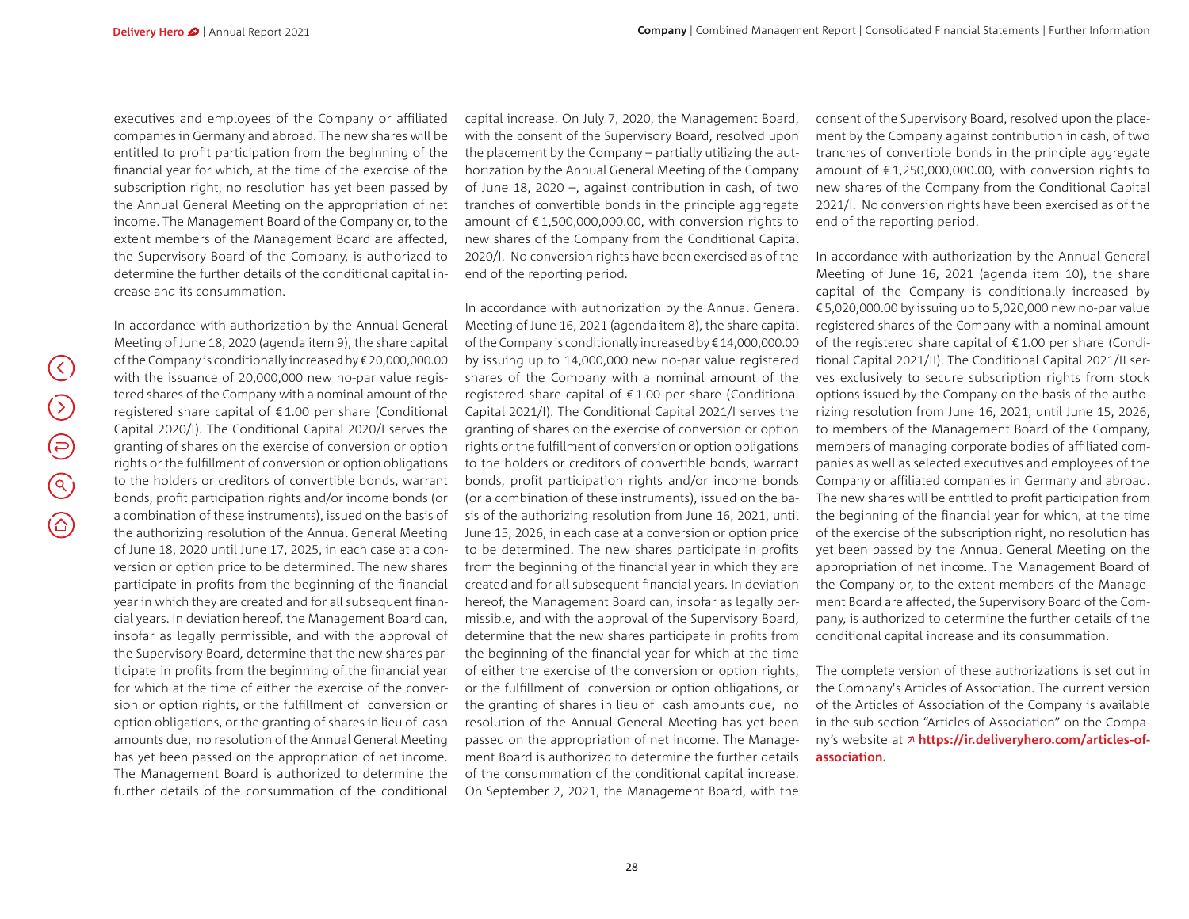executives and employees of the Company or affiliated companies in Germany and abroad. The new shares will be entitled to profit participation from the beginning of the financial year for which, at the time of the exercise of the subscription right, no resolution has yet been passed by the Annual General Meeting on the appropriation of net income. The Management Board of the Company or, to the extent members of the Management Board are affected, the Supervisory Board of the Company, is authorized to determine the further details of the conditional capital increase and its consummation.

In accordance with authorization by the Annual General Meeting of June 18, 2020 (agenda item 9), the share capital of the Company is conditionally increased by € 20,000,000.00 with the issuance of 20,000,000 new no-par value registered shares of the Company with a nominal amount of the registered share capital of € 1.00 per share (Conditional Capital 2020/I). The Conditional Capital 2020/I serves the granting of shares on the exercise of conversion or option rights or the fulfillment of conversion or option obligations to the holders or creditors of convertible bonds, warrant bonds, profit participation rights and/or income bonds (or a combination of these instruments), issued on the basis of the authorizing resolution of the Annual General Meeting of June 18, 2020 until June 17, 2025, in each case at a conversion or option price to be determined. The new shares participate in profits from the beginning of the financial year in which they are created and for all subsequent financial years. In deviation hereof, the Management Board can, insofar as legally permissible, and with the approval of the Supervisory Board, determine that the new shares participate in profits from the beginning of the financial year for which at the time of either the exercise of the conversion or option rights, or the fulfillment of conversion or option obligations, or the granting of shares in lieu of cash amounts due, no resolution of the Annual General Meeting has yet been passed on the appropriation of net income. The Management Board is authorized to determine the further details of the consummation of the conditional capital increase. On July 7, 2020, the Management Board, with the consent of the Supervisory Board, resolved upon the placement by the Company – partially utilizing the authorization by the Annual General Meeting of the Company of June 18, 2020 –, against contribution in cash, of two tranches of convertible bonds in the principle aggregate amount of € 1,500,000,000.00, with conversion rights to new shares of the Company from the Conditional Capital 2020/I. No conversion rights have been exercised as of the end of the reporting period.

In accordance with authorization by the Annual General Meeting of June 16, 2021 (agenda item 8), the share capital of the Company is conditionally increased by € 14,000,000.00 by issuing up to 14,000,000 new no-par value registered shares of the Company with a nominal amount of the registered share capital of € 1.00 per share (Conditional Capital 2021/I). The Conditional Capital 2021/I serves the granting of shares on the exercise of conversion or option rights or the fulfillment of conversion or option obligations to the holders or creditors of convertible bonds, warrant bonds, profit participation rights and/or income bonds (or a combination of these instruments), issued on the basis of the authorizing resolution from June 16, 2021, until June 15, 2026, in each case at a conversion or option price to be determined. The new shares participate in profits from the beginning of the financial year in which they are created and for all subsequent financial years. In deviation hereof, the Management Board can, insofar as legally permissible, and with the approval of the Supervisory Board, determine that the new shares participate in profits from the beginning of the financial year for which at the time of either the exercise of the conversion or option rights, or the fulfillment of conversion or option obligations, or the granting of shares in lieu of cash amounts due, no resolution of the Annual General Meeting has yet been passed on the appropriation of net income. The Management Board is authorized to determine the further details of the consummation of the conditional capital increase. On September 2, 2021, the Management Board, with the consent of the Supervisory Board, resolved upon the placement by the Company against contribution in cash, of two tranches of convertible bonds in the principle aggregate amount of € 1,250,000,000.00, with conversion rights to new shares of the Company from the Conditional Capital 2021/I. No conversion rights have been exercised as of the end of the reporting period.

In accordance with authorization by the Annual General Meeting of June 16, 2021 (agenda item 10), the share capital of the Company is conditionally increased by € 5,020,000.00 by issuing up to 5,020,000 new no-par value registered shares of the Company with a nominal amount of the registered share capital of € 1.00 per share (Conditional Capital 2021/II). The Conditional Capital 2021/II serves exclusively to secure subscription rights from stock options issued by the Company on the basis of the authorizing resolution from June 16, 2021, until June 15, 2026, to members of the Management Board of the Company, members of managing corporate bodies of affiliated companies as well as selected executives and employees of the Company or affiliated companies in Germany and abroad. The new shares will be entitled to profit participation from the beginning of the financial year for which, at the time of the exercise of the subscription right, no resolution has yet been passed by the Annual General Meeting on the appropriation of net income. The Management Board of the Company or, to the extent members of the Management Board are affected, the Supervisory Board of the Company, is authorized to determine the further details of the conditional capital increase and its consummation.

The complete version of these authorizations is set out in the Company's Articles of Association. The current version of the Articles of Association of the Company is available in the sub-section "Articles of Association" on the Company's website at ↗ **https://ir.deliveryhero.com/articles-of-association.**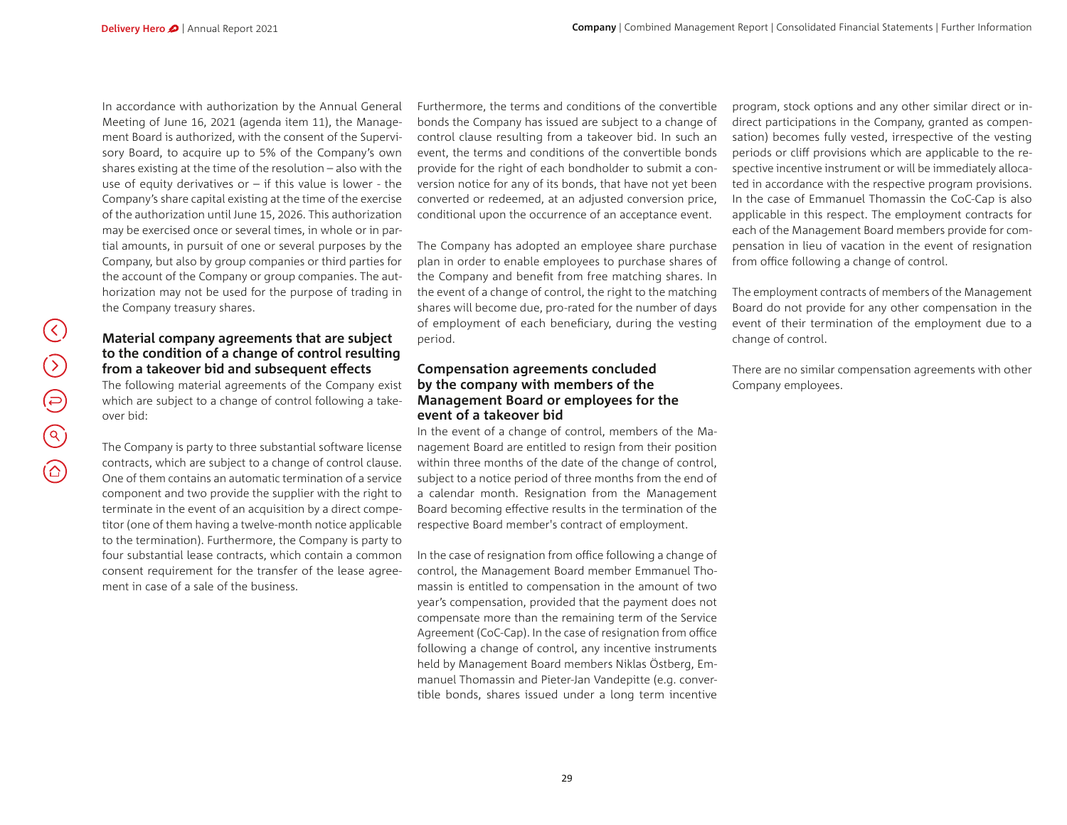In accordance with authorization by the Annual General Meeting of June 16, 2021 (agenda item 11), the Management Board is authorized, with the consent of the Supervisory Board, to acquire up to 5% of the Company's own shares existing at the time of the resolution – also with the use of equity derivatives or – if this value is lower - the Company's share capital existing at the time of the exercise of the authorization until June 15, 2026. This authorization may be exercised once or several times, in whole or in partial amounts, in pursuit of one or several purposes by the Company, but also by group companies or third parties for the account of the Company or group companies. The authorization may not be used for the purpose of trading in the Company treasury shares.

### Material company agreements that are subject to the condition of a change of control resulting from a takeover bid and subsequent effects

The following material agreements of the Company exist which are subject to a change of control following a takeover bid:

The Company is party to three substantial software license contracts, which are subject to a change of control clause. One of them contains an automatic termination of a service component and two provide the supplier with the right to terminate in the event of an acquisition by a direct competitor (one of them having a twelve-month notice applicable to the termination). Furthermore, the Company is party to four substantial lease contracts, which contain a common consent requirement for the transfer of the lease agreement in case of a sale of the business.

Furthermore, the terms and conditions of the convertible bonds the Company has issued are subject to a change of control clause resulting from a takeover bid. In such an event, the terms and conditions of the convertible bonds provide for the right of each bondholder to submit a conversion notice for any of its bonds, that have not yet been converted or redeemed, at an adjusted conversion price, conditional upon the occurrence of an acceptance event.

The Company has adopted an employee share purchase plan in order to enable employees to purchase shares of the Company and benefit from free matching shares. In the event of a change of control, the right to the matching shares will become due, pro-rated for the number of days of employment of each beneficiary, during the vesting period.

### Compensation agreements concluded by the company with members of the Management Board or employees for the event of a takeover bid

In the event of a change of control, members of the Management Board are entitled to resign from their position within three months of the date of the change of control, subject to a notice period of three months from the end of a calendar month. Resignation from the Management Board becoming effective results in the termination of the respective Board member's contract of employment.

In the case of resignation from office following a change of control, the Management Board member Emmanuel Thomassin is entitled to compensation in the amount of two year's compensation, provided that the payment does not compensate more than the remaining term of the Service Agreement (CoC-Cap). In the case of resignation from office following a change of control, any incentive instruments held by Management Board members Niklas Östberg, Emmanuel Thomassin and Pieter-Jan Vandepitte (e.g. convertible bonds, shares issued under a long term incentive program, stock options and any other similar direct or indirect participations in the Company, granted as compensation) becomes fully vested, irrespective of the vesting periods or cliff provisions which are applicable to the respective incentive instrument or will be immediately allocated in accordance with the respective program provisions. In the case of Emmanuel Thomassin the CoC-Cap is also applicable in this respect. The employment contracts for each of the Management Board members provide for compensation in lieu of vacation in the event of resignation from office following a change of control.

The employment contracts of members of the Management Board do not provide for any other compensation in the event of their termination of the employment due to a change of control.

There are no similar compensation agreements with other Company employees.